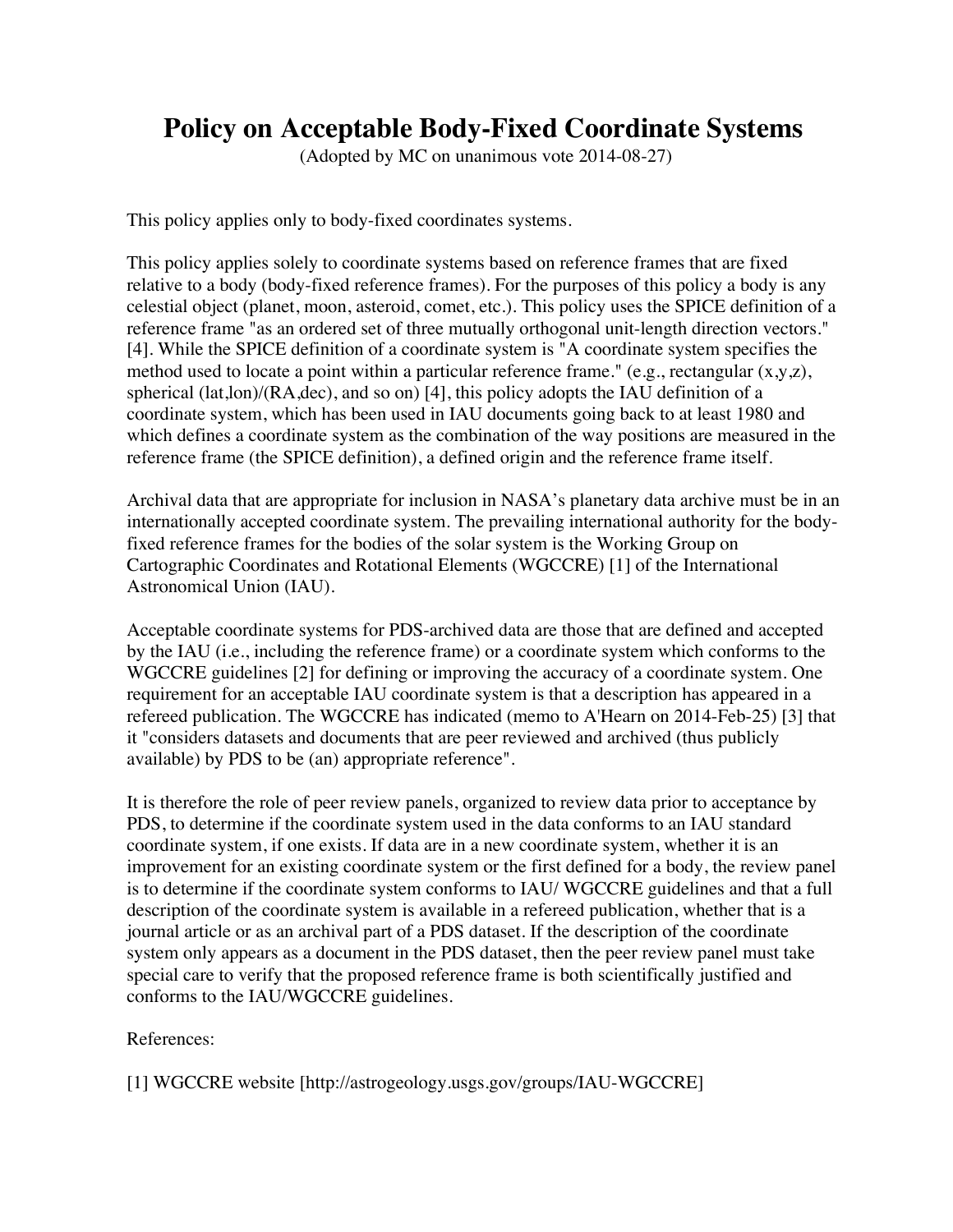# Policy on Acceptable Body-Fixed Coordinate Systems

(Adopted by MC on unanimous vote 2014-08-27)

This policy applies only to body-fixed coordinates systems.

This policy applies solely to coordinate systems based on reference frames that are fixed relative to a body (body-fixed reference frames). For the purposes of this policy a body is any celestial object (planet, moon, asteroid, comet, etc.). This policy uses the SPICE definition of a reference frame "as an ordered set of three mutually orthogonal unit-length direction vectors." [4]. While the SPICE definition of a coordinate system is "A coordinate system specifies the method used to locate a point within a particular reference frame." (e.g., rectangular (x,y,z), spherical (lat,lon)/(RA,dec), and so on) [4], this policy adopts the IAU definition of a coordinate system, which has been used in IAU documents going back to at least 1980 and which defines a coordinate system as the combination of the way positions are measured in the reference frame (the SPICE definition), a defined origin and the reference frame itself.

Archival data that are appropriate for inclusion in NASA's planetary data archive must be in an internationally accepted coordinate system. The prevailing international authority for the body-fixed reference frames for the bodies of the solar system is the Working Group on Cartographic Coordinates and Rotational Elements (WGCCRE) [1] of the International Astronomical Union (IAU).

Acceptable coordinate systems for PDS-archived data are those that are defined and accepted by the IAU (i.e., including the reference frame) or a coordinate system which conforms to the WGCCRE guidelines [2] for defining or improving the accuracy of a coordinate system. One requirement for an acceptable IAU coordinate system is that a description has appeared in a refereed publication. The WGCCRE has indicated (memo to A'Hearn on 2014-Feb-25) [3] that it "considers datasets and documents that are peer reviewed and archived (thus publicly available) by PDS to be (an) appropriate reference".

It is therefore the role of peer review panels, organized to review data prior to acceptance by PDS, to determine if the coordinate system used in the data conforms to an IAU standard coordinate system, if one exists. If data are in a new coordinate system, whether it is an improvement for an existing coordinate system or the first defined for a body, the review panel is to determine if the coordinate system conforms to IAU/ WGCCRE guidelines and that a full description of the coordinate system is available in a refereed publication, whether that is a journal article or as an archival part of a PDS dataset. If the description of the coordinate system only appears as a document in the PDS dataset, then the peer review panel must take special care to verify that the proposed reference frame is both scientifically justified and conforms to the IAU/WGCCRE guidelines.

References:

[1] WGCCRE website [http://astrogeology.usgs.gov/groups/IAU-WGCCRE]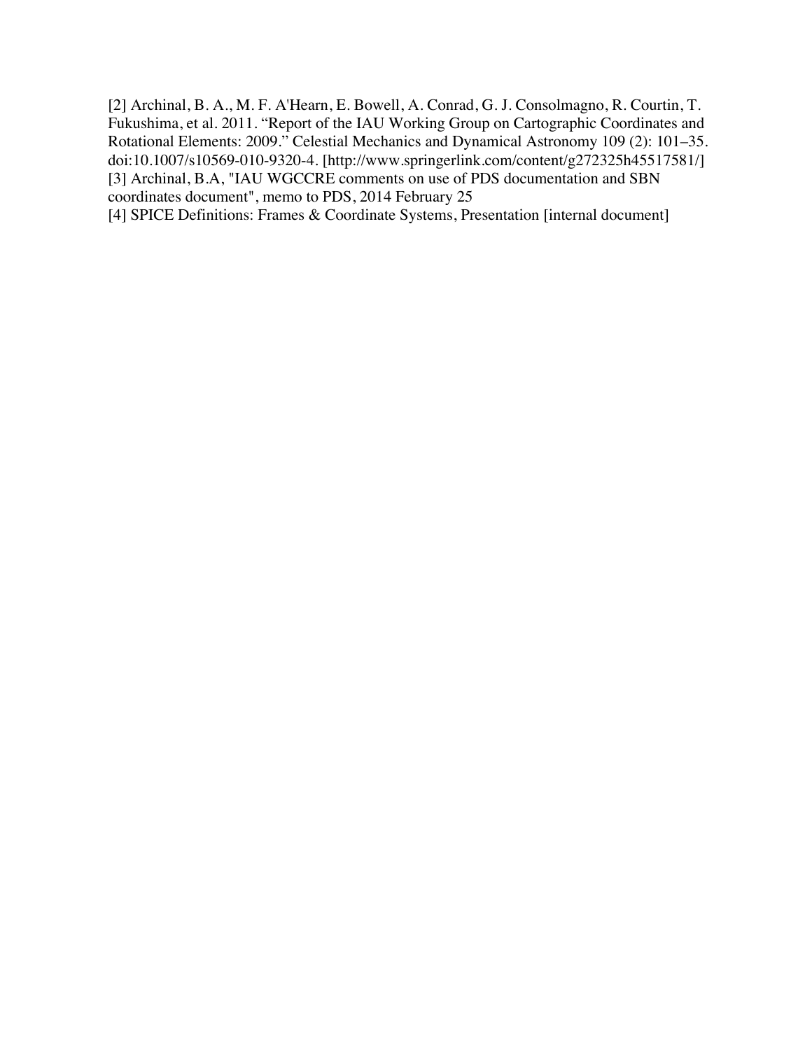[2] Archinal, B. A., M. F. A'Hearn, E. Bowell, A. Conrad, G. J. Consolmagno, R. Courtin, T. Fukushima, et al. 2011. "Report of the IAU Working Group on Cartographic Coordinates and Rotational Elements: 2009." Celestial Mechanics and Dynamical Astronomy 109 (2): 101–35. doi:10.1007/s10569-010-9320-4. [http://www.springerlink.com/content/g272325h45517581/]

[3] Archinal, B.A, "IAU WGCCRE comments on use of PDS documentation and SBN coordinates document", memo to PDS, 2014 February 25

[4] SPICE Definitions: Frames & Coordinate Systems, Presentation [internal document]